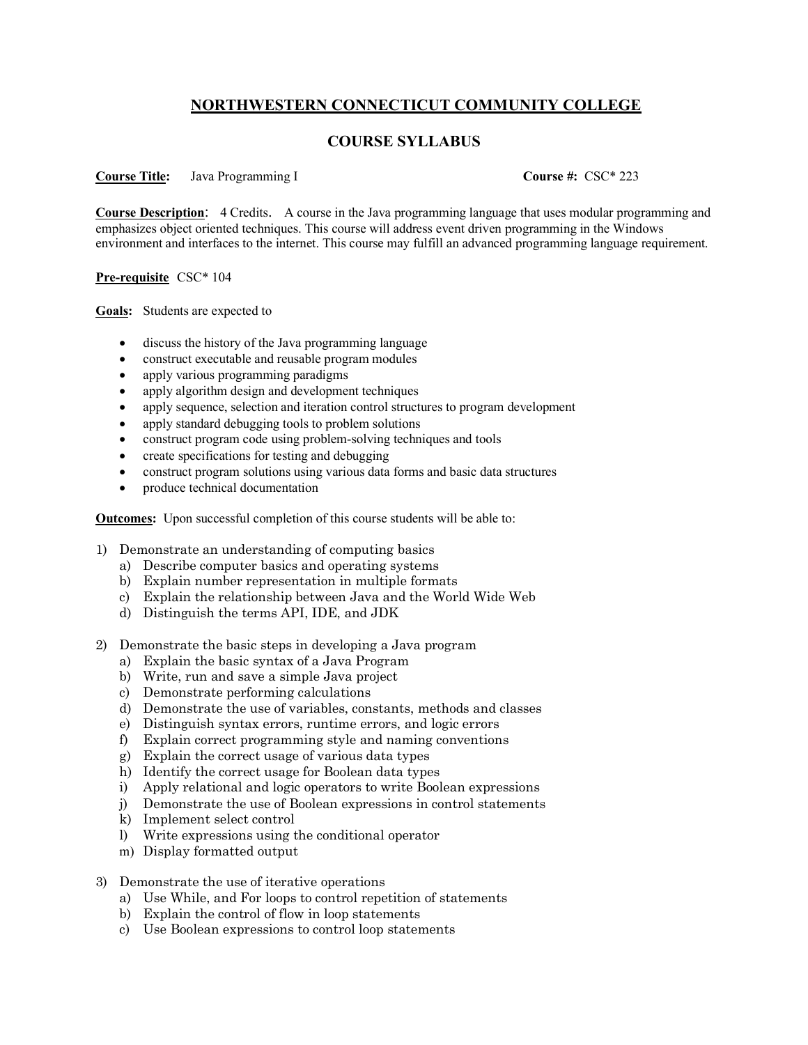# NORTHWESTERN CONNECTICUT COMMUNITY COLLEGE

## COURSE SYLLABUS

**Course Title:** Java Programming I **Course #:** CSC* 223

**Course Description**: 4 Credits. A course in the Java programming language that uses modular programming and emphasizes object oriented techniques. This course will address event driven programming in the Windows environment and interfaces to the internet. This course may fulfill an advanced programming language requirement.

**Pre-requisite** CSC* 104

**Goals:** Students are expected to

- discuss the history of the Java programming language
- construct executable and reusable program modules
- apply various programming paradigms
- apply algorithm design and development techniques
- apply sequence, selection and iteration control structures to program development
- apply standard debugging tools to problem solutions
- construct program code using problem-solving techniques and tools
- create specifications for testing and debugging
- construct program solutions using various data forms and basic data structures
- produce technical documentation

**Outcomes:** Upon successful completion of this course students will be able to:

1) Demonstrate an understanding of computing basics
   a) Describe computer basics and operating systems
   b) Explain number representation in multiple formats
   c) Explain the relationship between Java and the World Wide Web
   d) Distinguish the terms API, IDE, and JDK

2) Demonstrate the basic steps in developing a Java program
   a) Explain the basic syntax of a Java Program
   b) Write, run and save a simple Java project
   c) Demonstrate performing calculations
   d) Demonstrate the use of variables, constants, methods and classes
   e) Distinguish syntax errors, runtime errors, and logic errors
   f) Explain correct programming style and naming conventions
   g) Explain the correct usage of various data types
   h) Identify the correct usage for Boolean data types
   i) Apply relational and logic operators to write Boolean expressions
   j) Demonstrate the use of Boolean expressions in control statements
   k) Implement select control
   l) Write expressions using the conditional operator
   m) Display formatted output

3) Demonstrate the use of iterative operations
   a) Use While, and For loops to control repetition of statements
   b) Explain the control of flow in loop statements
   c) Use Boolean expressions to control loop statements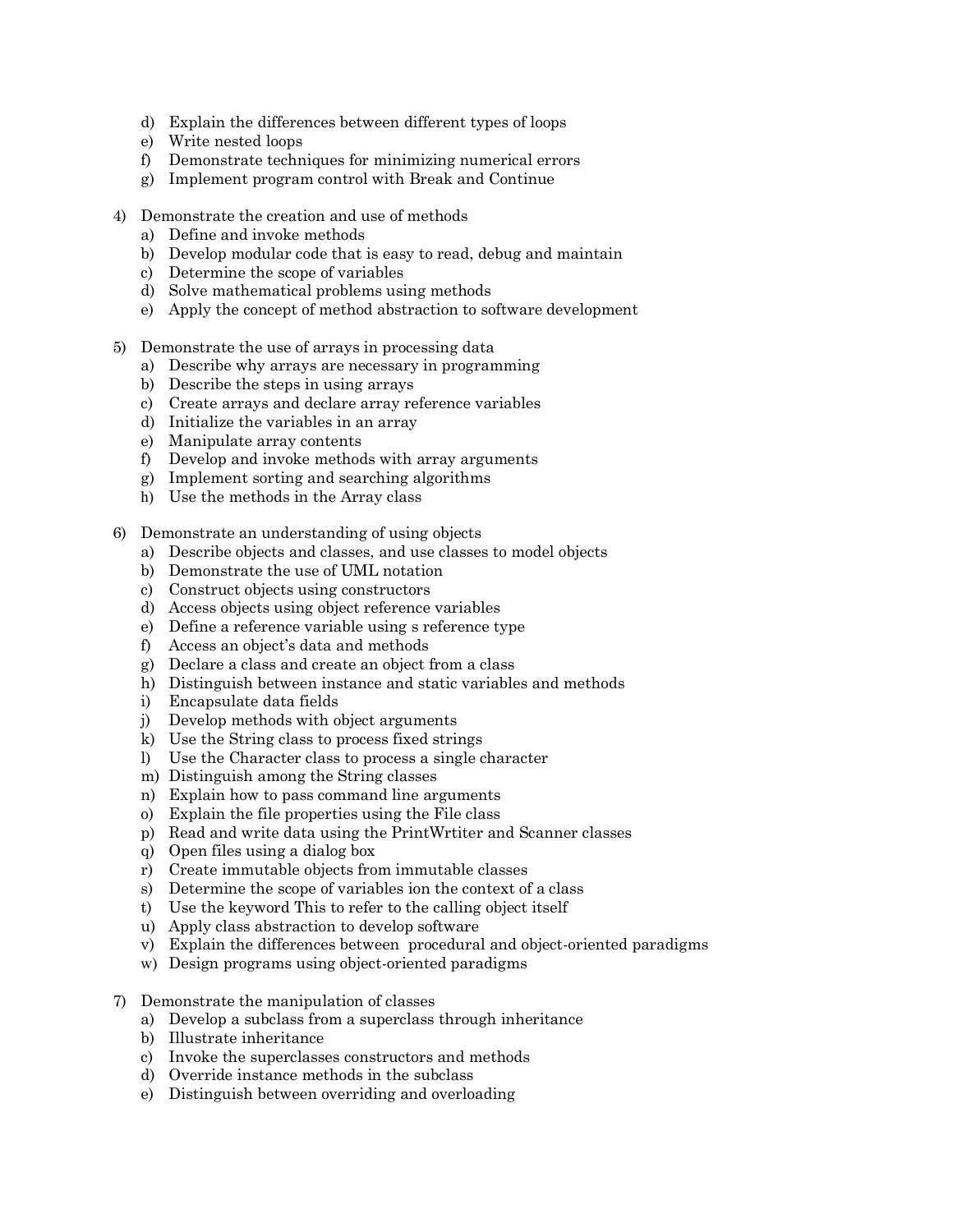d) Explain the differences between different types of loops
   e) Write nested loops
   f) Demonstrate techniques for minimizing numerical errors
   g) Implement program control with Break and Continue

4) Demonstrate the creation and use of methods
   a) Define and invoke methods
   b) Develop modular code that is easy to read, debug and maintain
   c) Determine the scope of variables
   d) Solve mathematical problems using methods
   e) Apply the concept of method abstraction to software development

5) Demonstrate the use of arrays in processing data
   a) Describe why arrays are necessary in programming
   b) Describe the steps in using arrays
   c) Create arrays and declare array reference variables
   d) Initialize the variables in an array
   e) Manipulate array contents
   f) Develop and invoke methods with array arguments
   g) Implement sorting and searching algorithms
   h) Use the methods in the Array class

6) Demonstrate an understanding of using objects
   a) Describe objects and classes, and use classes to model objects
   b) Demonstrate the use of UML notation
   c) Construct objects using constructors
   d) Access objects using object reference variables
   e) Define a reference variable using s reference type
   f) Access an object's data and methods
   g) Declare a class and create an object from a class
   h) Distinguish between instance and static variables and methods
   i) Encapsulate data fields
   j) Develop methods with object arguments
   k) Use the String class to process fixed strings
   l) Use the Character class to process a single character
   m) Distinguish among the String classes
   n) Explain how to pass command line arguments
   o) Explain the file properties using the File class
   p) Read and write data using the PrintWrtiter and Scanner classes
   q) Open files using a dialog box
   r) Create immutable objects from immutable classes
   s) Determine the scope of variables ion the context of a class
   t) Use the keyword This to refer to the calling object itself
   u) Apply class abstraction to develop software
   v) Explain the differences between procedural and object-oriented paradigms
   w) Design programs using object-oriented paradigms

7) Demonstrate the manipulation of classes
   a) Develop a subclass from a superclass through inheritance
   b) Illustrate inheritance
   c) Invoke the superclasses constructors and methods
   d) Override instance methods in the subclass
   e) Distinguish between overriding and overloading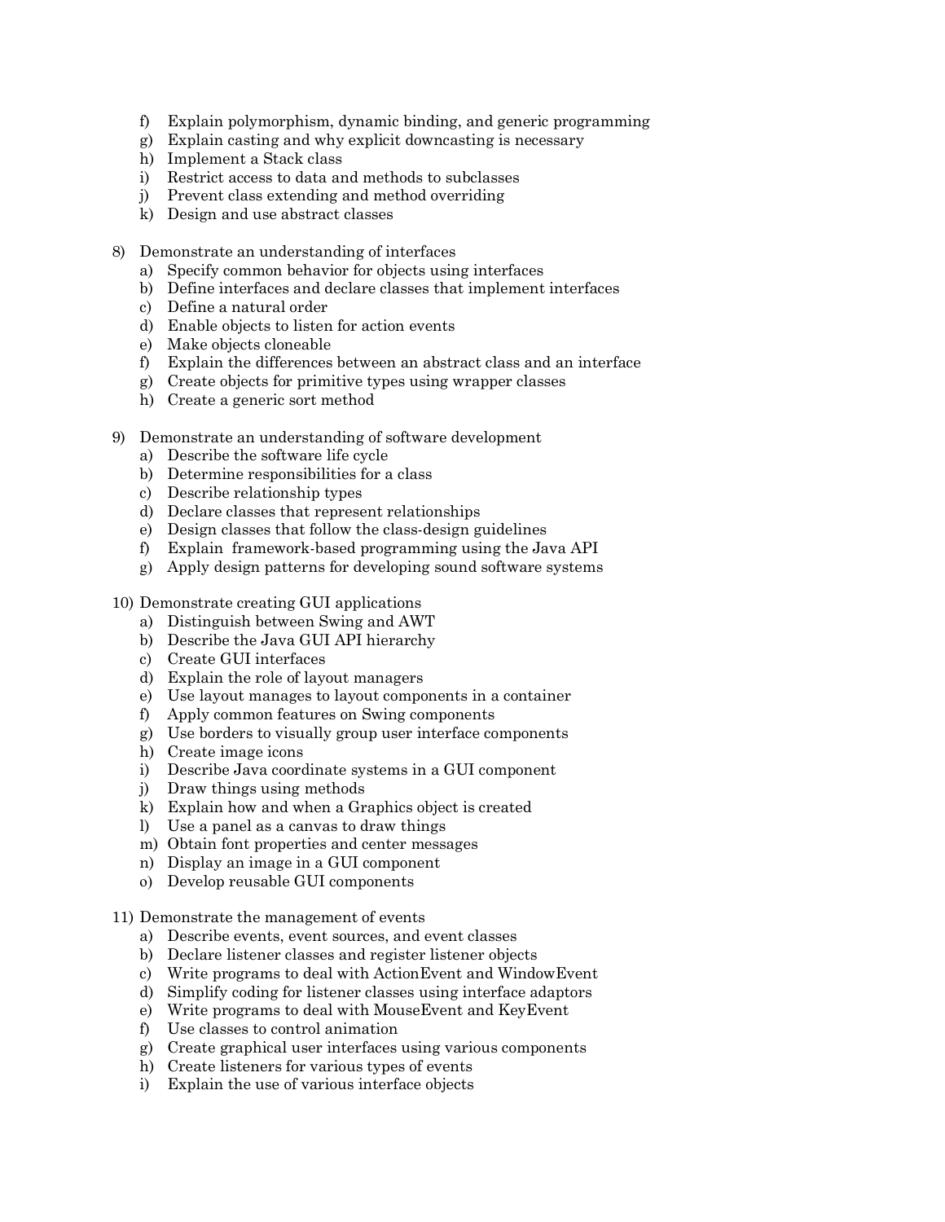f) Explain polymorphism, dynamic binding, and generic programming
g) Explain casting and why explicit downcasting is necessary
h) Implement a Stack class
i) Restrict access to data and methods to subclasses
j) Prevent class extending and method overriding
k) Design and use abstract classes

8) Demonstrate an understanding of interfaces
   a) Specify common behavior for objects using interfaces
   b) Define interfaces and declare classes that implement interfaces
   c) Define a natural order
   d) Enable objects to listen for action events
   e) Make objects cloneable
   f) Explain the differences between an abstract class and an interface
   g) Create objects for primitive types using wrapper classes
   h) Create a generic sort method

9) Demonstrate an understanding of software development
   a) Describe the software life cycle
   b) Determine responsibilities for a class
   c) Describe relationship types
   d) Declare classes that represent relationships
   e) Design classes that follow the class-design guidelines
   f) Explain framework-based programming using the Java API
   g) Apply design patterns for developing sound software systems

10) Demonstrate creating GUI applications
   a) Distinguish between Swing and AWT
   b) Describe the Java GUI API hierarchy
   c) Create GUI interfaces
   d) Explain the role of layout managers
   e) Use layout manages to layout components in a container
   f) Apply common features on Swing components
   g) Use borders to visually group user interface components
   h) Create image icons
   i) Describe Java coordinate systems in a GUI component
   j) Draw things using methods
   k) Explain how and when a Graphics object is created
   l) Use a panel as a canvas to draw things
   m) Obtain font properties and center messages
   n) Display an image in a GUI component
   o) Develop reusable GUI components

11) Demonstrate the management of events
   a) Describe events, event sources, and event classes
   b) Declare listener classes and register listener objects
   c) Write programs to deal with ActionEvent and WindowEvent
   d) Simplify coding for listener classes using interface adaptors
   e) Write programs to deal with MouseEvent and KeyEvent
   f) Use classes to control animation
   g) Create graphical user interfaces using various components
   h) Create listeners for various types of events
   i) Explain the use of various interface objects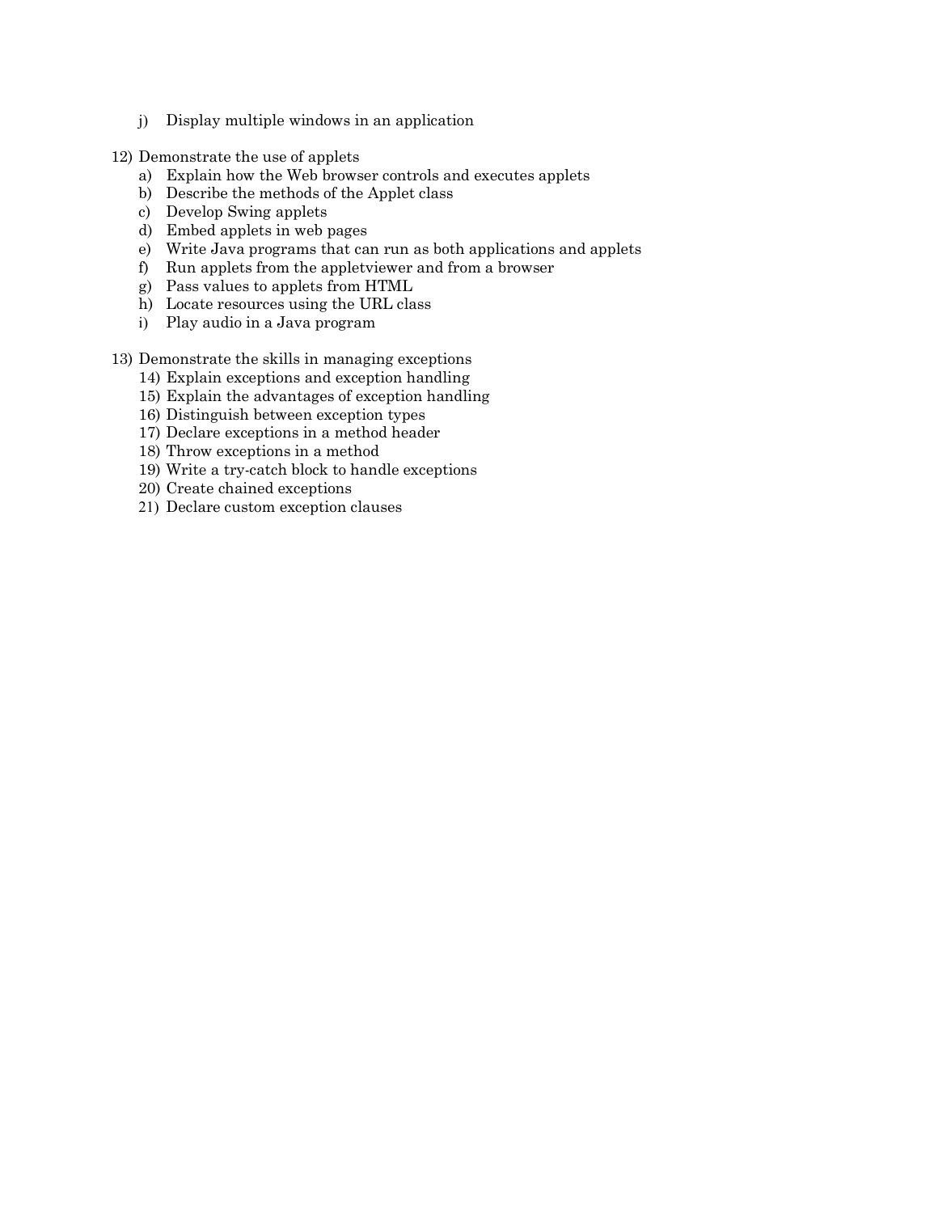j) Display multiple windows in an application

12) Demonstrate the use of applets
   a) Explain how the Web browser controls and executes applets
   b) Describe the methods of the Applet class
   c) Develop Swing applets
   d) Embed applets in web pages
   e) Write Java programs that can run as both applications and applets
   f) Run applets from the appletviewer and from a browser
   g) Pass values to applets from HTML
   h) Locate resources using the URL class
   i) Play audio in a Java program

13) Demonstrate the skills in managing exceptions
   14) Explain exceptions and exception handling
   15) Explain the advantages of exception handling
   16) Distinguish between exception types
   17) Declare exceptions in a method header
   18) Throw exceptions in a method
   19) Write a try-catch block to handle exceptions
   20) Create chained exceptions
   21) Declare custom exception clauses